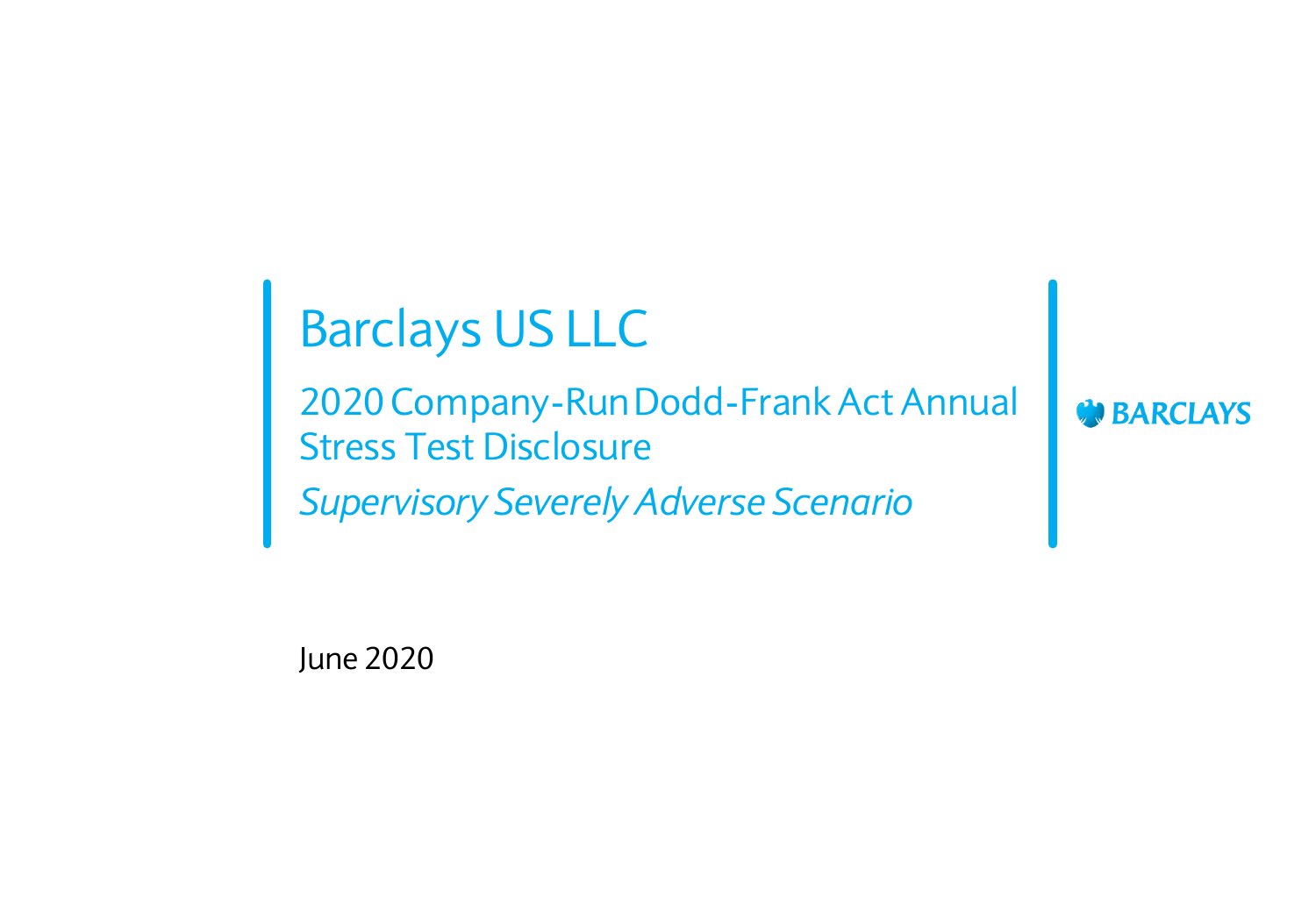# Barclays US LLC

## 2020 Company-Run Dodd-Frank Act Annual Stress Test Disclosure

*Supervisory Severely Adverse Scenario*

BARCLAYS

June 2020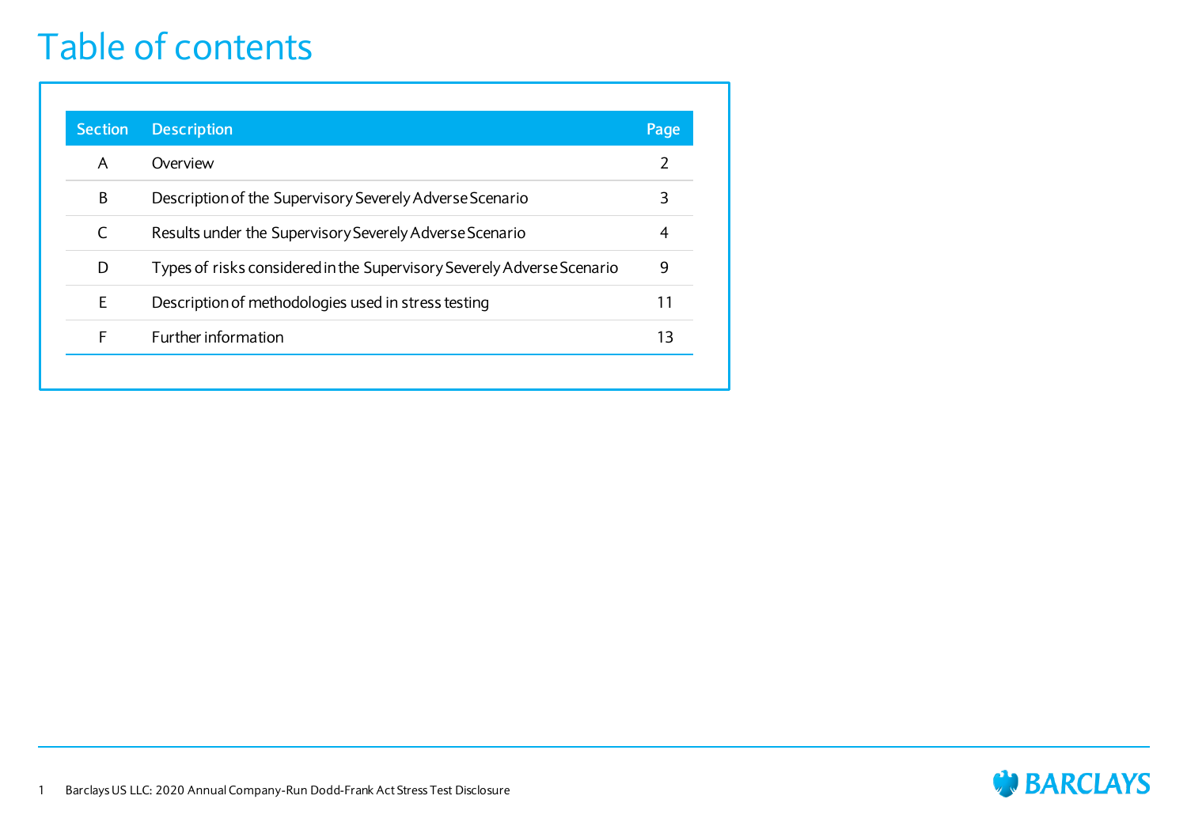# Table of contents

| Section | Description | Page |
|---|---|---|
| A | Overview | 2 |
| B | Description of the Supervisory Severely Adverse Scenario | 3 |
| C | Results under the Supervisory Severely Adverse Scenario | 4 |
| D | Types of risks considered in the Supervisory Severely Adverse Scenario | 9 |
| E | Description of methodologies used in stress testing | 11 |
| F | Further information | 13 |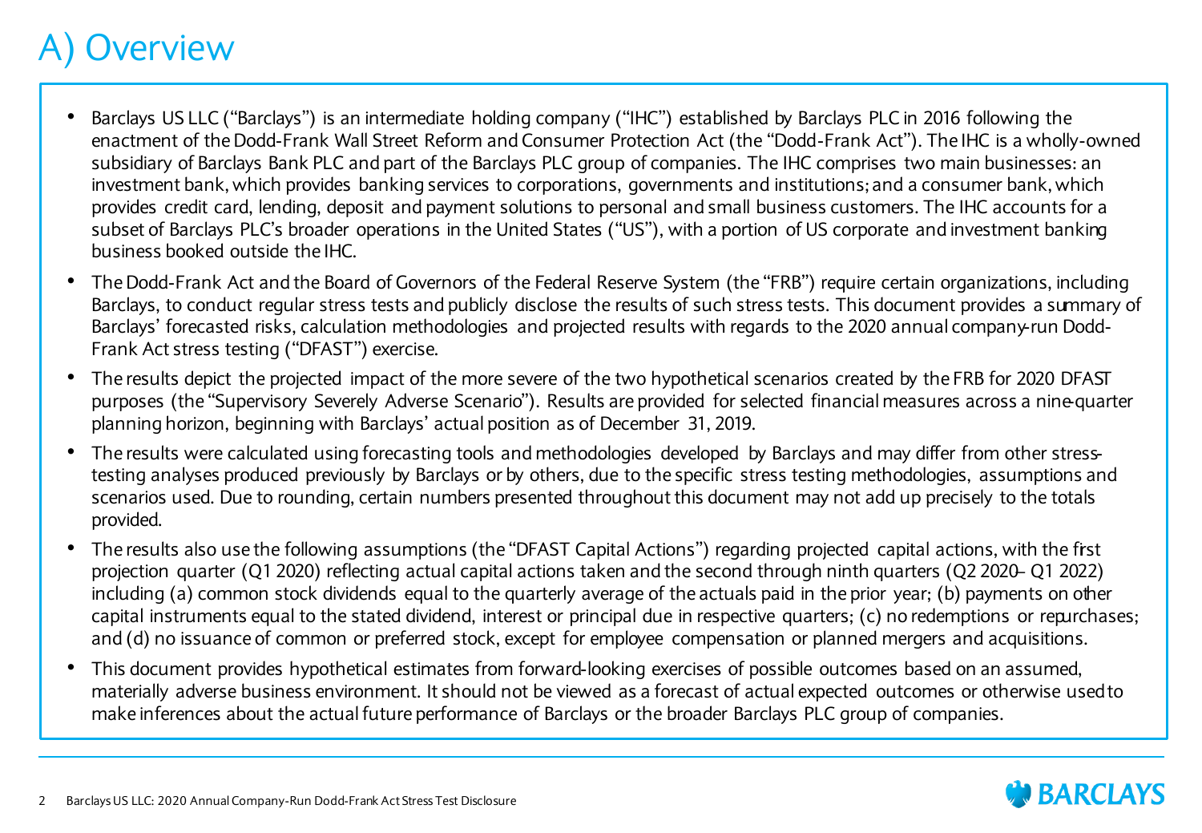# A) Overview

- Barclays US LLC ("Barclays") is an intermediate holding company ("IHC") established by Barclays PLC in 2016 following the enactment of the Dodd-Frank Wall Street Reform and Consumer Protection Act (the "Dodd-Frank Act"). The IHC is a wholly-owned subsidiary of Barclays Bank PLC and part of the Barclays PLC group of companies. The IHC comprises two main businesses: an investment bank, which provides banking services to corporations, governments and institutions; and a consumer bank, which provides credit card, lending, deposit and payment solutions to personal and small business customers. The IHC accounts for a subset of Barclays PLC's broader operations in the United States ("US"), with a portion of US corporate and investment banking business booked outside the IHC.
- The Dodd-Frank Act and the Board of Governors of the Federal Reserve System (the "FRB") require certain organizations, including Barclays, to conduct regular stress tests and publicly disclose the results of such stress tests. This document provides a summary of Barclays' forecasted risks, calculation methodologies and projected results with regards to the 2020 annual company-run Dodd-Frank Act stress testing ("DFAST") exercise.
- The results depict the projected impact of the more severe of the two hypothetical scenarios created by the FRB for 2020 DFAST purposes (the "Supervisory Severely Adverse Scenario"). Results are provided for selected financial measures across a nine-quarter planning horizon, beginning with Barclays' actual position as of December 31, 2019.
- The results were calculated using forecasting tools and methodologies developed by Barclays and may differ from other stress-testing analyses produced previously by Barclays or by others, due to the specific stress testing methodologies, assumptions and scenarios used. Due to rounding, certain numbers presented throughout this document may not add up precisely to the totals provided.
- The results also use the following assumptions (the "DFAST Capital Actions") regarding projected capital actions, with the first projection quarter (Q1 2020) reflecting actual capital actions taken and the second through ninth quarters (Q2 2020– Q1 2022) including (a) common stock dividends equal to the quarterly average of the actuals paid in the prior year; (b) payments on other capital instruments equal to the stated dividend, interest or principal due in respective quarters; (c) no redemptions or repurchases; and (d) no issuance of common or preferred stock, except for employee compensation or planned mergers and acquisitions.
- This document provides hypothetical estimates from forward-looking exercises of possible outcomes based on an assumed, materially adverse business environment. It should not be viewed as a forecast of actual expected outcomes or otherwise used to make inferences about the actual future performance of Barclays or the broader Barclays PLC group of companies.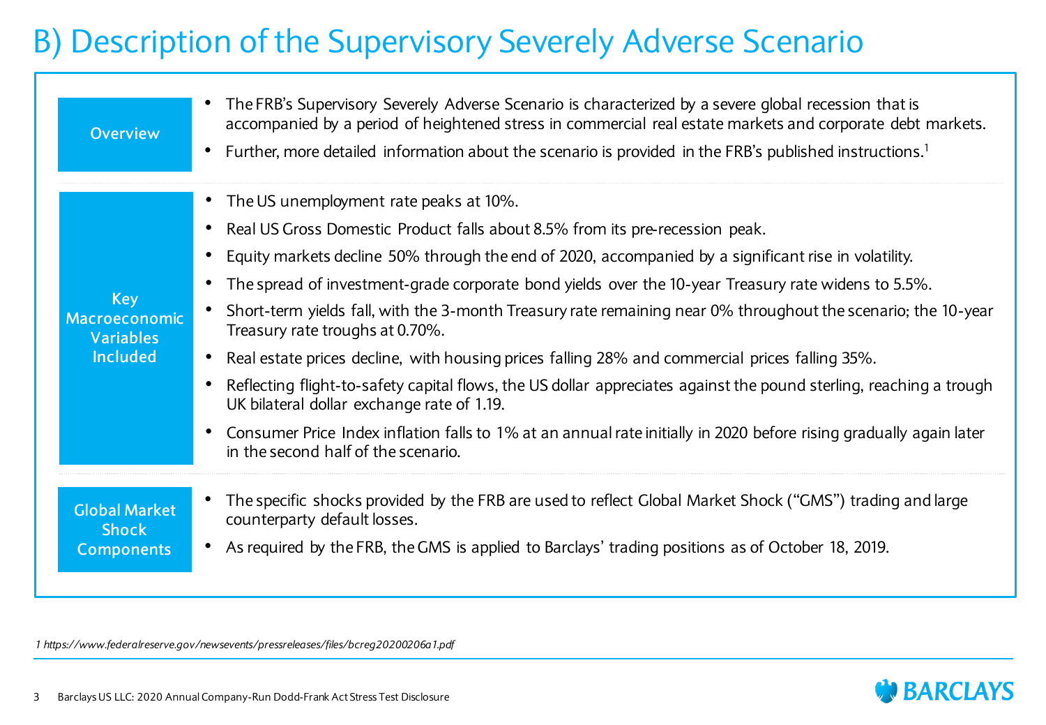# B) Description of the Supervisory Severely Adverse Scenario

## Overview

- The FRB's Supervisory Severely Adverse Scenario is characterized by a severe global recession that is accompanied by a period of heightened stress in commercial real estate markets and corporate debt markets.
- Further, more detailed information about the scenario is provided in the FRB's published instructions.[1]

## Key Macroeconomic Variables Included

- The US unemployment rate peaks at 10%.
- Real US Gross Domestic Product falls about 8.5% from its pre-recession peak.
- Equity markets decline 50% through the end of 2020, accompanied by a significant rise in volatility.
- The spread of investment-grade corporate bond yields over the 10-year Treasury rate widens to 5.5%.
- Short-term yields fall, with the 3-month Treasury rate remaining near 0% throughout the scenario; the 10-year Treasury rate troughs at 0.70%.
- Real estate prices decline, with housing prices falling 28% and commercial prices falling 35%.
- Reflecting flight-to-safety capital flows, the US dollar appreciates against the pound sterling, reaching a trough UK bilateral dollar exchange rate of 1.19.
- Consumer Price Index inflation falls to 1% at an annual rate initially in 2020 before rising gradually again later in the second half of the scenario.

## Global Market Shock Components

- The specific shocks provided by the FRB are used to reflect Global Market Shock ("GMS") trading and large counterparty default losses.
- As required by the FRB, the GMS is applied to Barclays' trading positions as of October 18, 2019.

*1 https://www.federalreserve.gov/newsevents/pressreleases/files/bcreg20200206a1.pdf*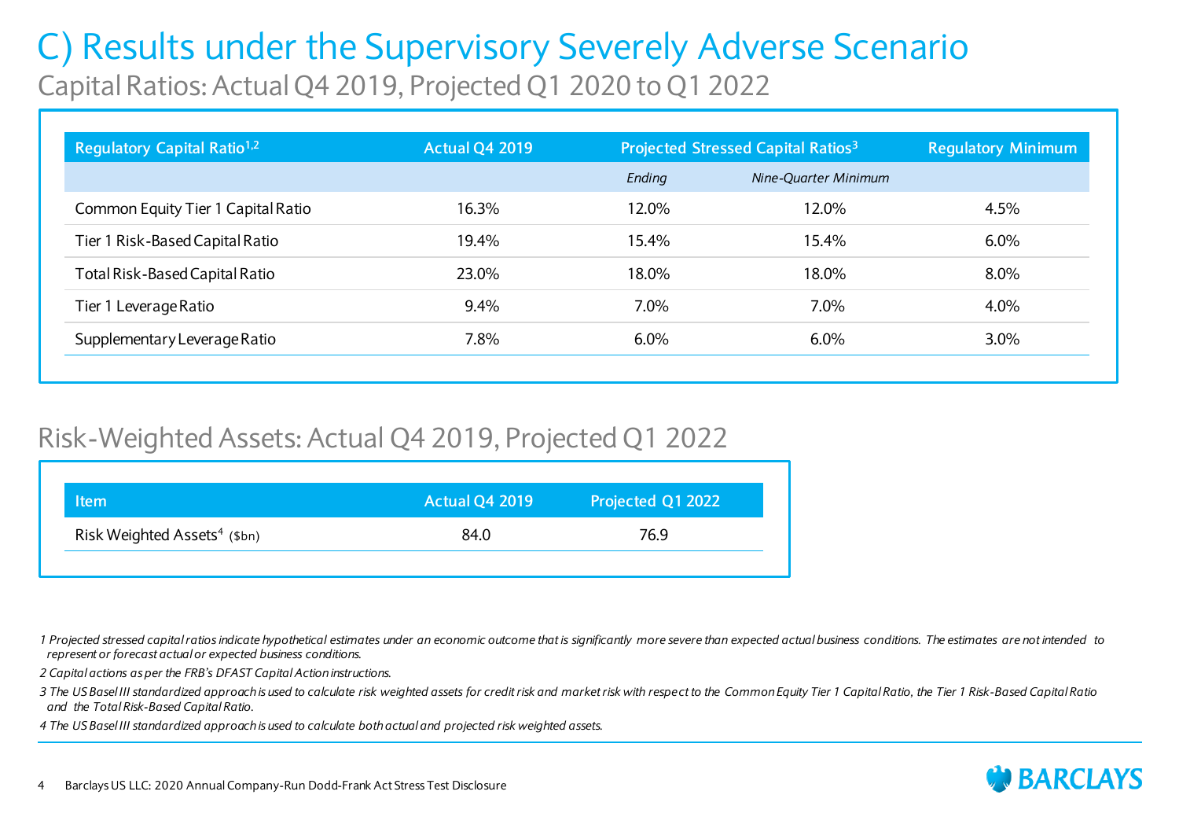# C) Results under the Supervisory Severely Adverse Scenario

## Capital Ratios: Actual Q4 2019, Projected Q1 2020 to Q1 2022

| Regulatory Capital Ratio[1,2] | Actual Q4 2019 | Projected Stressed Capital Ratios[3] | | Regulatory Minimum |
|---|---|---|---|---|
| | | *Ending* | *Nine-Quarter Minimum* | |
| Common Equity Tier 1 Capital Ratio | 16.3% | 12.0% | 12.0% | 4.5% |
| Tier 1 Risk-Based Capital Ratio | 19.4% | 15.4% | 15.4% | 6.0% |
| Total Risk-Based Capital Ratio | 23.0% | 18.0% | 18.0% | 8.0% |
| Tier 1 Leverage Ratio | 9.4% | 7.0% | 7.0% | 4.0% |
| Supplementary Leverage Ratio | 7.8% | 6.0% | 6.0% | 3.0% |

## Risk-Weighted Assets: Actual Q4 2019, Projected Q1 2022

| Item | Actual Q4 2019 | Projected Q1 2022 |
|---|---|---|
| Risk Weighted Assets[4] ($bn) | 84.0 | 76.9 |

*1 Projected stressed capital ratios indicate hypothetical estimates under an economic outcome that is significantly more severe than expected actual business conditions. The estimates are not intended to represent or forecast actual or expected business conditions.*

*2 Capital actions as per the FRB's DFAST Capital Action instructions.*

*3 The US Basel III standardized approach is used to calculate risk weighted assets for credit risk and market risk with respect to the Common Equity Tier 1 Capital Ratio, the Tier 1 Risk-Based Capital Ratio and the Total Risk-Based Capital Ratio.*

*4 The US Basel III standardized approach is used to calculate both actual and projected risk weighted assets.*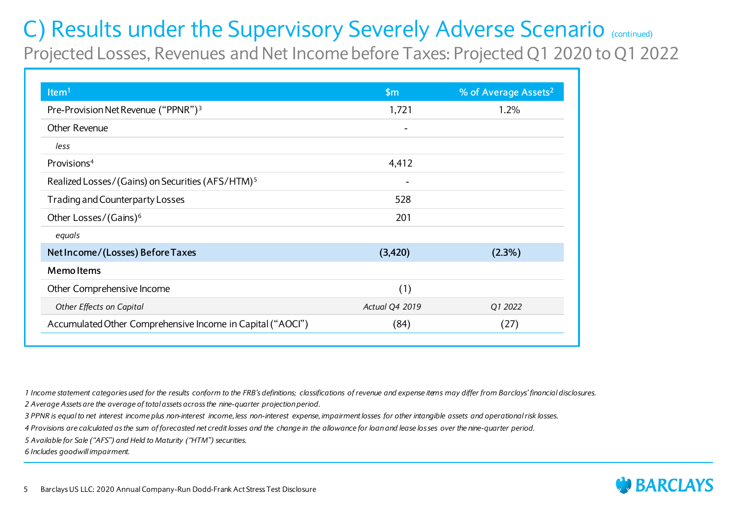# C) Results under the Supervisory Severely Adverse Scenario (continued)

## Projected Losses, Revenues and Net Income before Taxes: Projected Q1 2020 to Q1 2022

| Item[1] | $m | % of Average Assets[2] |
|---|---|---|
| Pre-Provision Net Revenue ("PPNR")[3] | 1,721 | 1.2% |
| Other Revenue | - | |
| *less* | | |
| Provisions[4] | 4,412 | |
| Realized Losses/(Gains) on Securities (AFS/HTM)[5] | - | |
| Trading and Counterparty Losses | 528 | |
| Other Losses/(Gains)[6] | 201 | |
| *equals* | | |
| **Net Income/(Losses) Before Taxes** | **(3,420)** | **(2.3%)** |
| **Memo Items** | | |
| Other Comprehensive Income | (1) | |
| *Other Effects on Capital* | *Actual Q4 2019* | *Q1 2022* |
| Accumulated Other Comprehensive Income in Capital ("AOCI") | (84) | (27) |

*1 Income statement categories used for the results conform to the FRB's definitions; classifications of revenue and expense items may differ from Barclays' financial disclosures.*

*2 Average Assets are the average of total assets across the nine-quarter projection period.*

*3 PPNR is equal to net interest income plus non-interest income, less non-interest expense, impairment losses for other intangible assets and operational risk losses.*

*4 Provisions are calculated as the sum of forecasted net credit losses and the change in the allowance for loan and lease losses over the nine-quarter period.*

*5 Available for Sale ("AFS") and Held to Maturity ("HTM") securities.*

*6 Includes goodwill impairment.*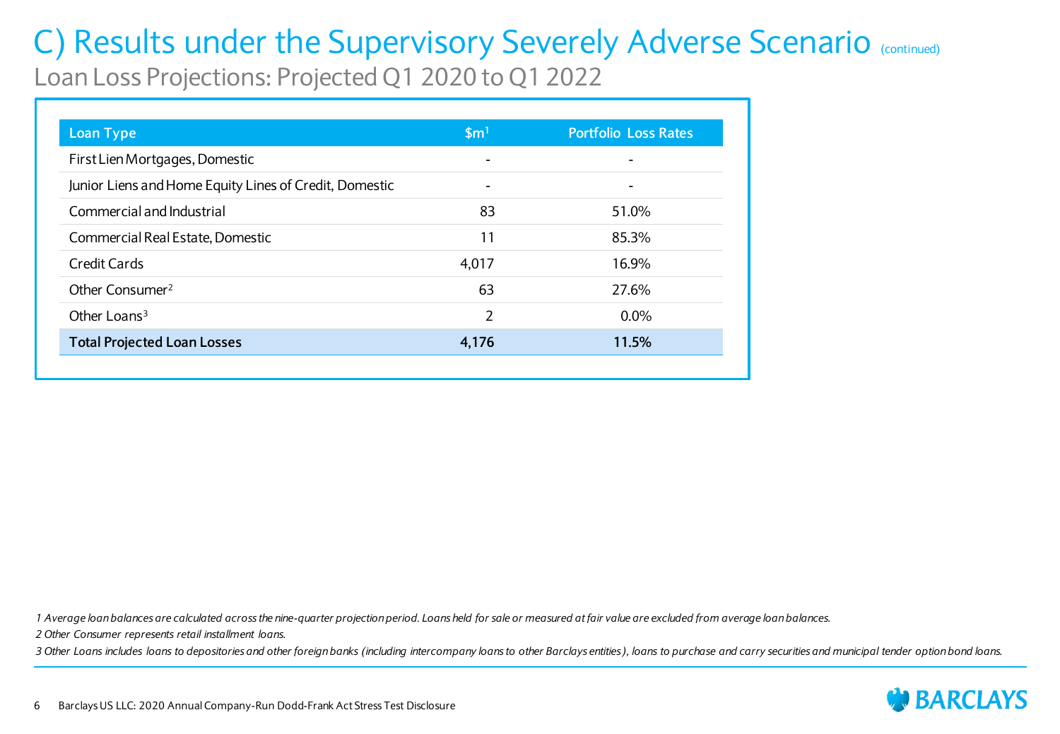# C) Results under the Supervisory Severely Adverse Scenario (continued)

## Loan Loss Projections: Projected Q1 2020 to Q1 2022

| Loan Type | $m[1] | Portfolio Loss Rates |
|---|---|---|
| First Lien Mortgages, Domestic | - | - |
| Junior Liens and Home Equity Lines of Credit, Domestic | - | - |
| Commercial and Industrial | 83 | 51.0% |
| Commercial Real Estate, Domestic | 11 | 85.3% |
| Credit Cards | 4,017 | 16.9% |
| Other Consumer[2] | 63 | 27.6% |
| Other Loans[3] | 2 | 0.0% |
| **Total Projected Loan Losses** | **4,176** | **11.5%** |

*1 Average loan balances are calculated across the nine-quarter projection period. Loans held for sale or measured at fair value are excluded from average loan balances.*

*2 Other Consumer represents retail installment loans.*

*3 Other Loans includes loans to depositories and other foreign banks (including intercompany loans to other Barclays entities), loans to purchase and carry securities and municipal tender option bond loans.*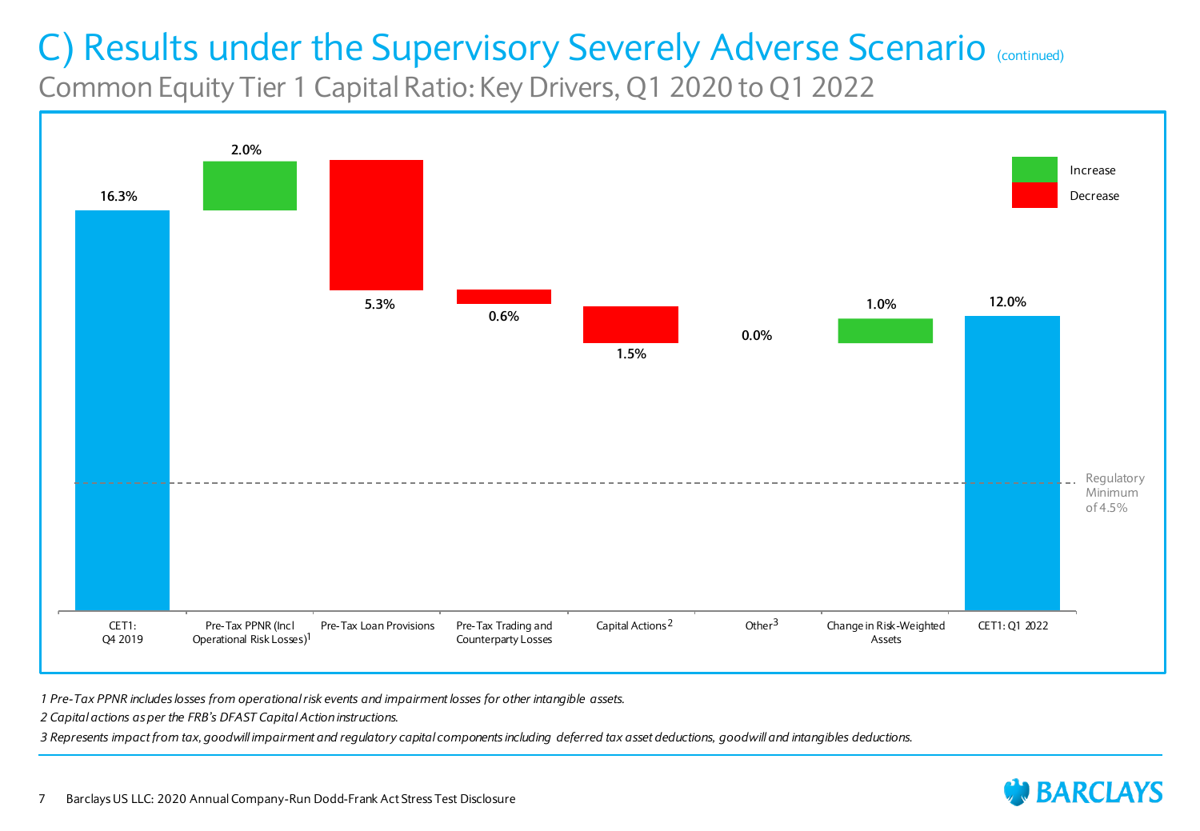# C) Results under the Supervisory Severely Adverse Scenario (continued)

## Common Equity Tier 1 Capital Ratio: Key Drivers, Q1 2020 to Q1 2022

| Driver | Value | Direction |
|---|---|---|
| CET1: Q4 2019 | 16.3% | |
| Pre-Tax PPNR (Incl Operational Risk Losses)[1] | 2.0% | Increase |
| Pre-Tax Loan Provisions | 5.3% | Decrease |
| Pre-Tax Trading and Counterparty Losses | 0.6% | Decrease |
| Capital Actions[2] | 1.5% | Decrease |
| Other[3] | 0.0% | |
| Change in Risk-Weighted Assets | 1.0% | Increase |
| CET1: Q1 2022 | 12.0% | |

Regulatory Minimum of 4.5%

*1 Pre-Tax PPNR includes losses from operational risk events and impairment losses for other intangible assets.*

*2 Capital actions as per the FRB's DFAST Capital Action instructions.*

*3 Represents impact from tax, goodwill impairment and regulatory capital components including deferred tax asset deductions, goodwill and intangibles deductions.*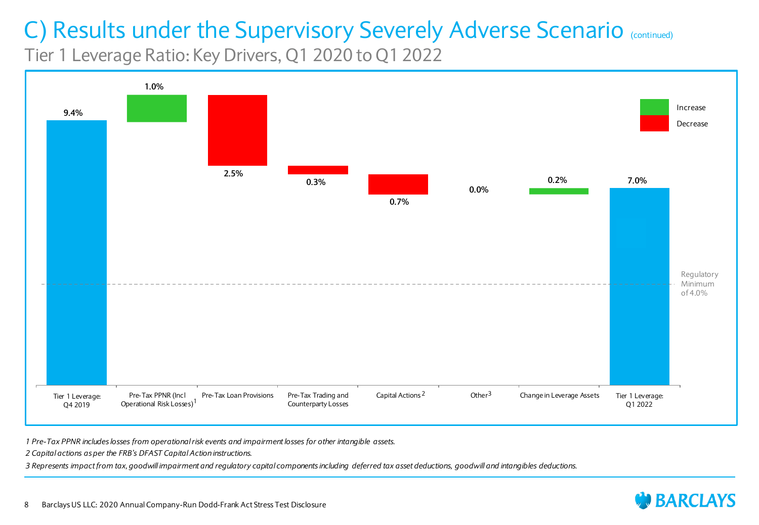# C) Results under the Supervisory Severely Adverse Scenario (continued)

## Tier 1 Leverage Ratio: Key Drivers, Q1 2020 to Q1 2022

| Driver | Value | Direction |
|---|---|---|
| Tier 1 Leverage: Q4 2019 | 9.4% | |
| Pre-Tax PPNR (Incl Operational Risk Losses)[1] | 1.0% | Increase |
| Pre-Tax Loan Provisions | 2.5% | Decrease |
| Pre-Tax Trading and Counterparty Losses | 0.3% | Decrease |
| Capital Actions[2] | 0.7% | Decrease |
| Other[3] | 0.0% | |
| Change in Leverage Assets | 0.2% | Increase |
| Tier 1 Leverage: Q1 2022 | 7.0% | |

Regulatory Minimum of 4.0%

*1 Pre-Tax PPNR includes losses from operational risk events and impairment losses for other intangible assets.*

*2 Capital actions as per the FRB's DFAST Capital Action instructions.*

*3 Represents impact from tax, goodwill impairment and regulatory capital components including deferred tax asset deductions, goodwill and intangibles deductions.*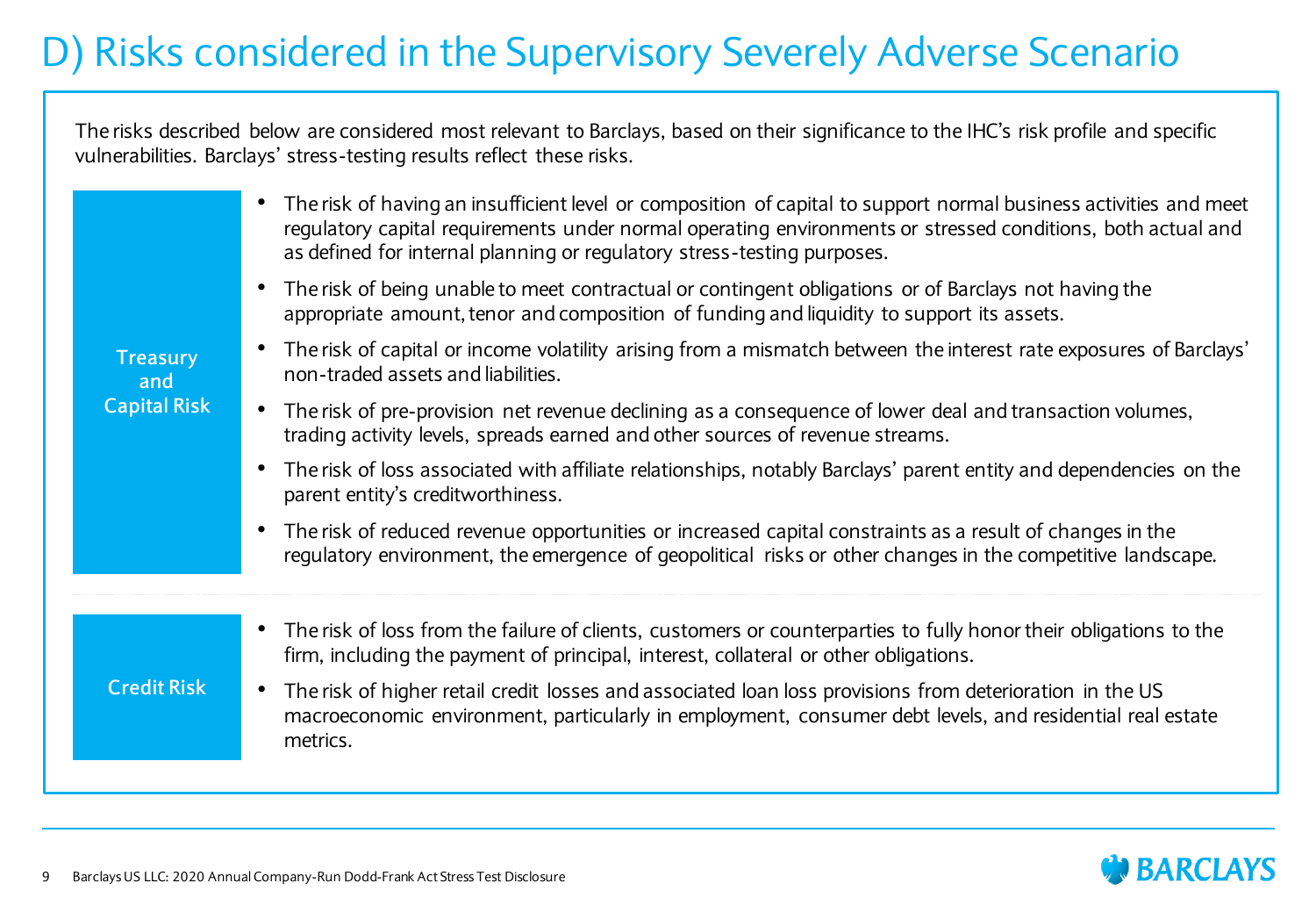# D) Risks considered in the Supervisory Severely Adverse Scenario

The risks described below are considered most relevant to Barclays, based on their significance to the IHC's risk profile and specific vulnerabilities. Barclays' stress-testing results reflect these risks.

**Treasury and Capital Risk**

- The risk of having an insufficient level or composition of capital to support normal business activities and meet regulatory capital requirements under normal operating environments or stressed conditions, both actual and as defined for internal planning or regulatory stress-testing purposes.
- The risk of being unable to meet contractual or contingent obligations or of Barclays not having the appropriate amount, tenor and composition of funding and liquidity to support its assets.
- The risk of capital or income volatility arising from a mismatch between the interest rate exposures of Barclays' non-traded assets and liabilities.
- The risk of pre-provision net revenue declining as a consequence of lower deal and transaction volumes, trading activity levels, spreads earned and other sources of revenue streams.
- The risk of loss associated with affiliate relationships, notably Barclays' parent entity and dependencies on the parent entity's creditworthiness.
- The risk of reduced revenue opportunities or increased capital constraints as a result of changes in the regulatory environment, the emergence of geopolitical risks or other changes in the competitive landscape.

**Credit Risk**

- The risk of loss from the failure of clients, customers or counterparties to fully honor their obligations to the firm, including the payment of principal, interest, collateral or other obligations.
- The risk of higher retail credit losses and associated loan loss provisions from deterioration in the US macroeconomic environment, particularly in employment, consumer debt levels, and residential real estate metrics.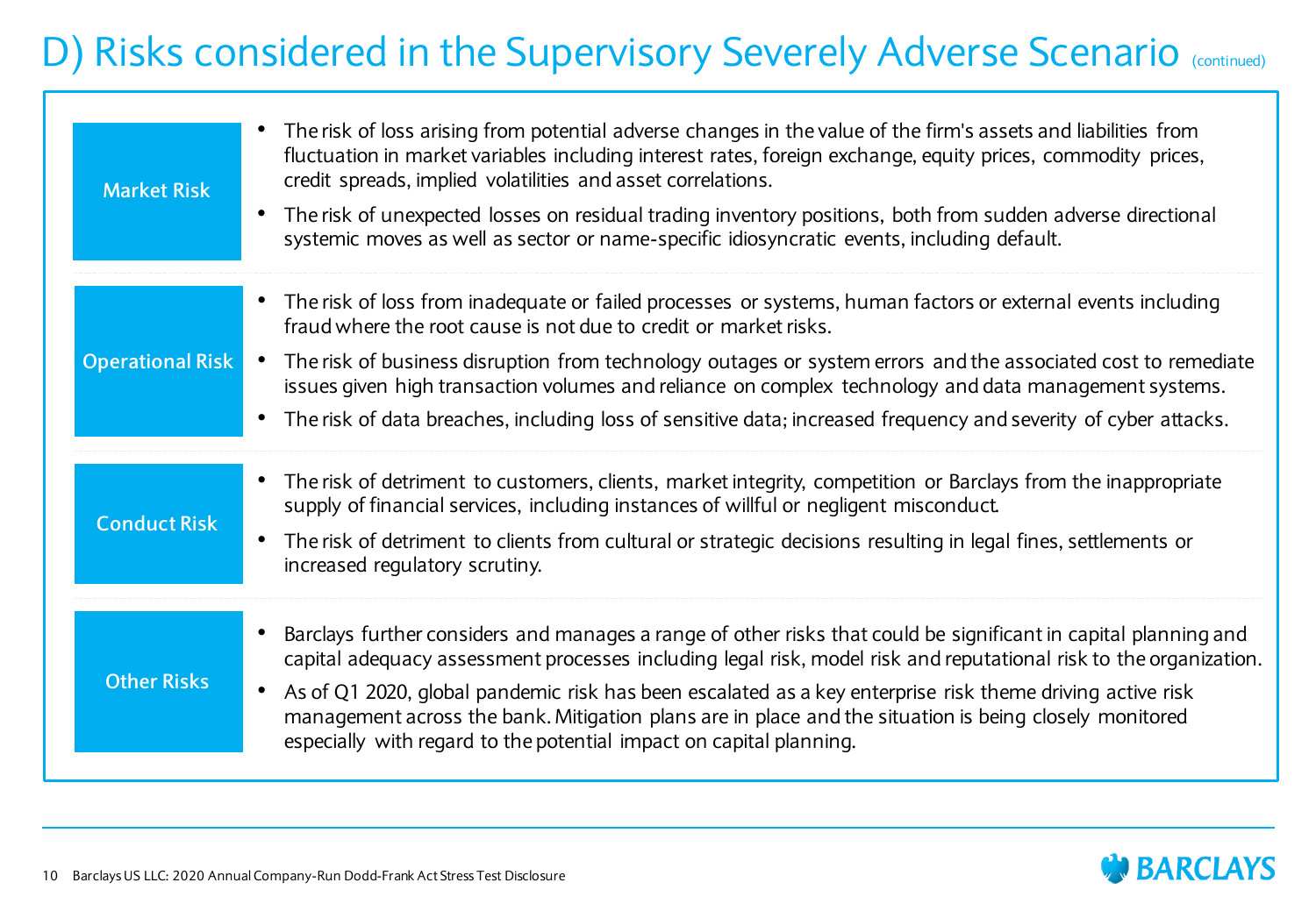# D) Risks considered in the Supervisory Severely Adverse Scenario (continued)

## Market Risk

- The risk of loss arising from potential adverse changes in the value of the firm's assets and liabilities from fluctuation in market variables including interest rates, foreign exchange, equity prices, commodity prices, credit spreads, implied volatilities and asset correlations.
- The risk of unexpected losses on residual trading inventory positions, both from sudden adverse directional systemic moves as well as sector or name-specific idiosyncratic events, including default.

## Operational Risk

- The risk of loss from inadequate or failed processes or systems, human factors or external events including fraud where the root cause is not due to credit or market risks.
- The risk of business disruption from technology outages or system errors and the associated cost to remediate issues given high transaction volumes and reliance on complex technology and data management systems.
- The risk of data breaches, including loss of sensitive data; increased frequency and severity of cyber attacks.

## Conduct Risk

- The risk of detriment to customers, clients, market integrity, competition or Barclays from the inappropriate supply of financial services, including instances of willful or negligent misconduct.
- The risk of detriment to clients from cultural or strategic decisions resulting in legal fines, settlements or increased regulatory scrutiny.

## Other Risks

- Barclays further considers and manages a range of other risks that could be significant in capital planning and capital adequacy assessment processes including legal risk, model risk and reputational risk to the organization.
- As of Q1 2020, global pandemic risk has been escalated as a key enterprise risk theme driving active risk management across the bank. Mitigation plans are in place and the situation is being closely monitored especially with regard to the potential impact on capital planning.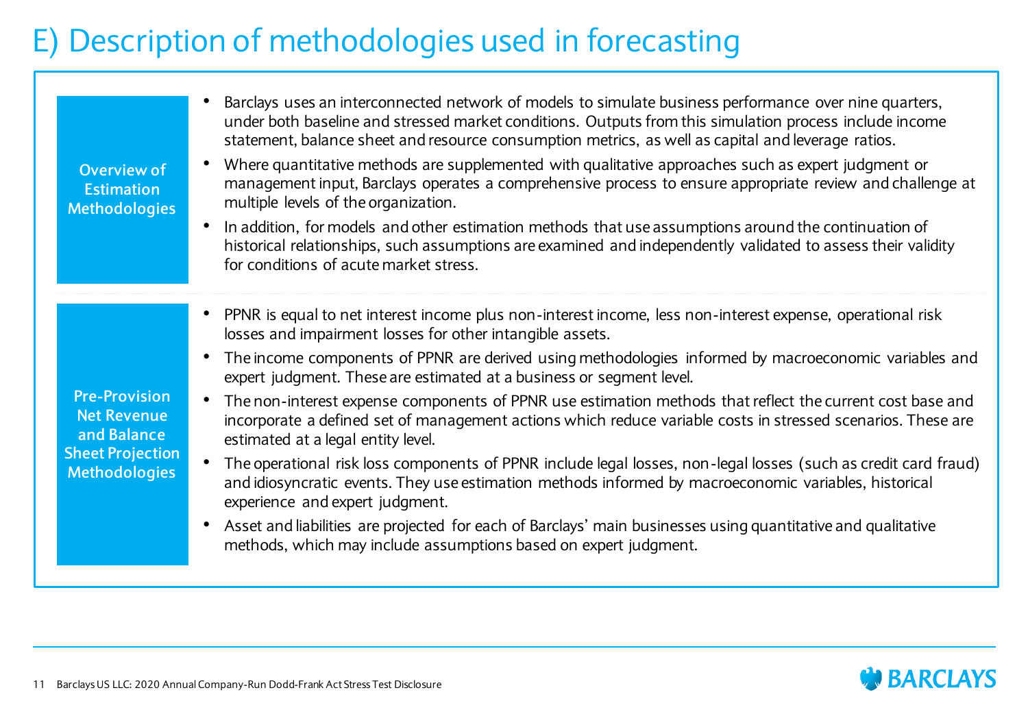# E) Description of methodologies used in forecasting

## Overview of Estimation Methodologies

- Barclays uses an interconnected network of models to simulate business performance over nine quarters, under both baseline and stressed market conditions. Outputs from this simulation process include income statement, balance sheet and resource consumption metrics, as well as capital and leverage ratios.
- Where quantitative methods are supplemented with qualitative approaches such as expert judgment or management input, Barclays operates a comprehensive process to ensure appropriate review and challenge at multiple levels of the organization.
- In addition, for models and other estimation methods that use assumptions around the continuation of historical relationships, such assumptions are examined and independently validated to assess their validity for conditions of acute market stress.

## Pre-Provision Net Revenue and Balance Sheet Projection Methodologies

- PPNR is equal to net interest income plus non-interest income, less non-interest expense, operational risk losses and impairment losses for other intangible assets.
- The income components of PPNR are derived using methodologies informed by macroeconomic variables and expert judgment. These are estimated at a business or segment level.
- The non-interest expense components of PPNR use estimation methods that reflect the current cost base and incorporate a defined set of management actions which reduce variable costs in stressed scenarios. These are estimated at a legal entity level.
- The operational risk loss components of PPNR include legal losses, non-legal losses (such as credit card fraud) and idiosyncratic events. They use estimation methods informed by macroeconomic variables, historical experience and expert judgment.
- Asset and liabilities are projected for each of Barclays' main businesses using quantitative and qualitative methods, which may include assumptions based on expert judgment.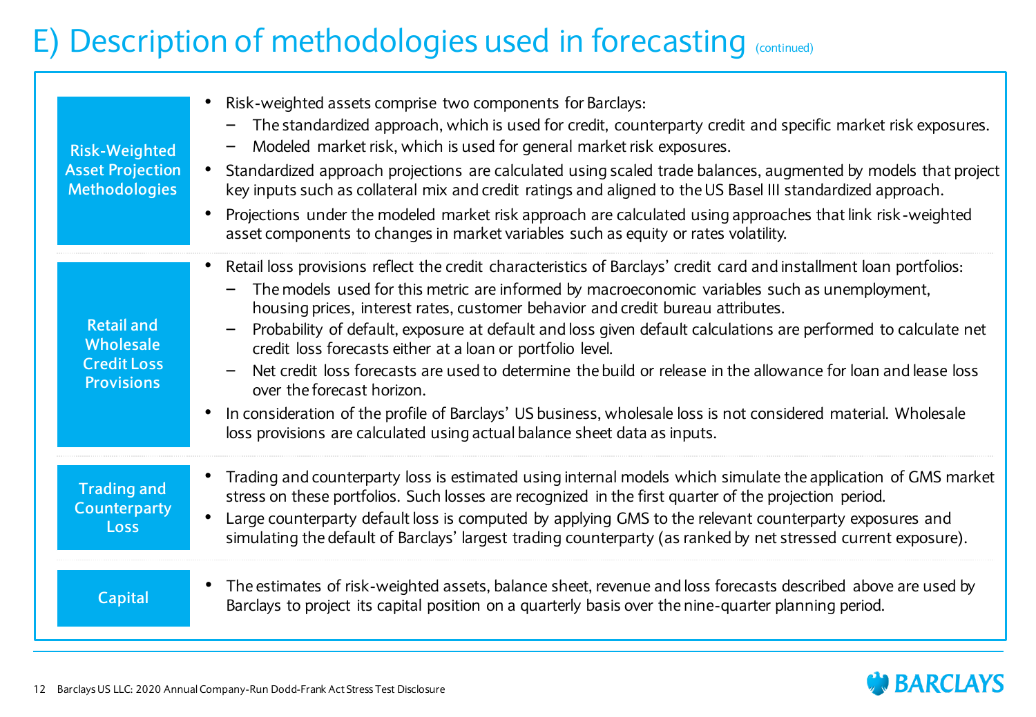# E) Description of methodologies used in forecasting (continued)

### Risk-Weighted Asset Projection Methodologies

- Risk-weighted assets comprise two components for Barclays:
  - The standardized approach, which is used for credit, counterparty credit and specific market risk exposures.
  - Modeled market risk, which is used for general market risk exposures.
- Standardized approach projections are calculated using scaled trade balances, augmented by models that project key inputs such as collateral mix and credit ratings and aligned to the US Basel III standardized approach.
- Projections under the modeled market risk approach are calculated using approaches that link risk-weighted asset components to changes in market variables such as equity or rates volatility.

### Retail and Wholesale Credit Loss Provisions

- Retail loss provisions reflect the credit characteristics of Barclays' credit card and installment loan portfolios:
  - The models used for this metric are informed by macroeconomic variables such as unemployment, housing prices, interest rates, customer behavior and credit bureau attributes.
  - Probability of default, exposure at default and loss given default calculations are performed to calculate net credit loss forecasts either at a loan or portfolio level.
  - Net credit loss forecasts are used to determine the build or release in the allowance for loan and lease loss over the forecast horizon.
- In consideration of the profile of Barclays' US business, wholesale loss is not considered material. Wholesale loss provisions are calculated using actual balance sheet data as inputs.

### Trading and Counterparty Loss

- Trading and counterparty loss is estimated using internal models which simulate the application of GMS market stress on these portfolios. Such losses are recognized in the first quarter of the projection period.
- Large counterparty default loss is computed by applying GMS to the relevant counterparty exposures and simulating the default of Barclays' largest trading counterparty (as ranked by net stressed current exposure).

### Capital

- The estimates of risk-weighted assets, balance sheet, revenue and loss forecasts described above are used by Barclays to project its capital position on a quarterly basis over the nine-quarter planning period.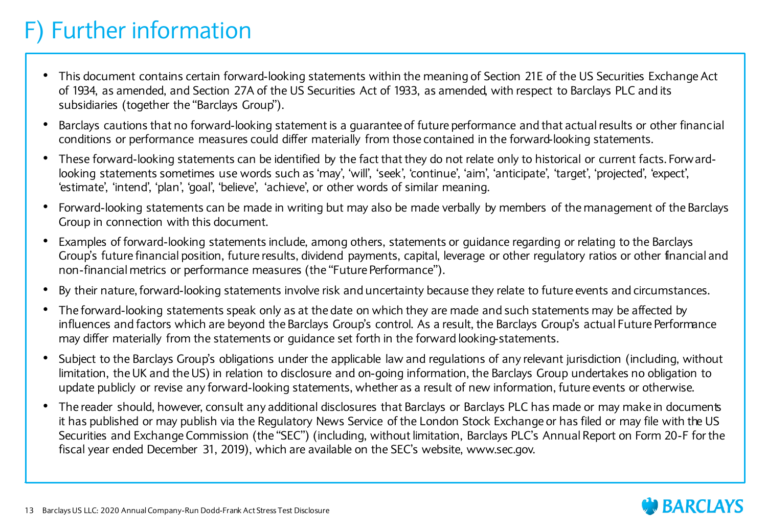# F) Further information

- This document contains certain forward-looking statements within the meaning of Section 21E of the US Securities Exchange Act of 1934, as amended, and Section 27A of the US Securities Act of 1933, as amended, with respect to Barclays PLC and its subsidiaries (together the "Barclays Group").
- Barclays cautions that no forward-looking statement is a guarantee of future performance and that actual results or other financial conditions or performance measures could differ materially from those contained in the forward-looking statements.
- These forward-looking statements can be identified by the fact that they do not relate only to historical or current facts. Forward-looking statements sometimes use words such as 'may', 'will', 'seek', 'continue', 'aim', 'anticipate', 'target', 'projected', 'expect', 'estimate', 'intend', 'plan', 'goal', 'believe', 'achieve', or other words of similar meaning.
- Forward-looking statements can be made in writing but may also be made verbally by members of the management of the Barclays Group in connection with this document.
- Examples of forward-looking statements include, among others, statements or guidance regarding or relating to the Barclays Group's future financial position, future results, dividend payments, capital, leverage or other regulatory ratios or other financial and non-financial metrics or performance measures (the "Future Performance").
- By their nature, forward-looking statements involve risk and uncertainty because they relate to future events and circumstances.
- The forward-looking statements speak only as at the date on which they are made and such statements may be affected by influences and factors which are beyond the Barclays Group's control. As a result, the Barclays Group's actual Future Performance may differ materially from the statements or guidance set forth in the forward looking-statements.
- Subject to the Barclays Group's obligations under the applicable law and regulations of any relevant jurisdiction (including, without limitation, the UK and the US) in relation to disclosure and on-going information, the Barclays Group undertakes no obligation to update publicly or revise any forward-looking statements, whether as a result of new information, future events or otherwise.
- The reader should, however, consult any additional disclosures that Barclays or Barclays PLC has made or may make in documents it has published or may publish via the Regulatory News Service of the London Stock Exchange or has filed or may file with the US Securities and Exchange Commission (the "SEC") (including, without limitation, Barclays PLC's Annual Report on Form 20-F for the fiscal year ended December 31, 2019), which are available on the SEC's website, www.sec.gov.